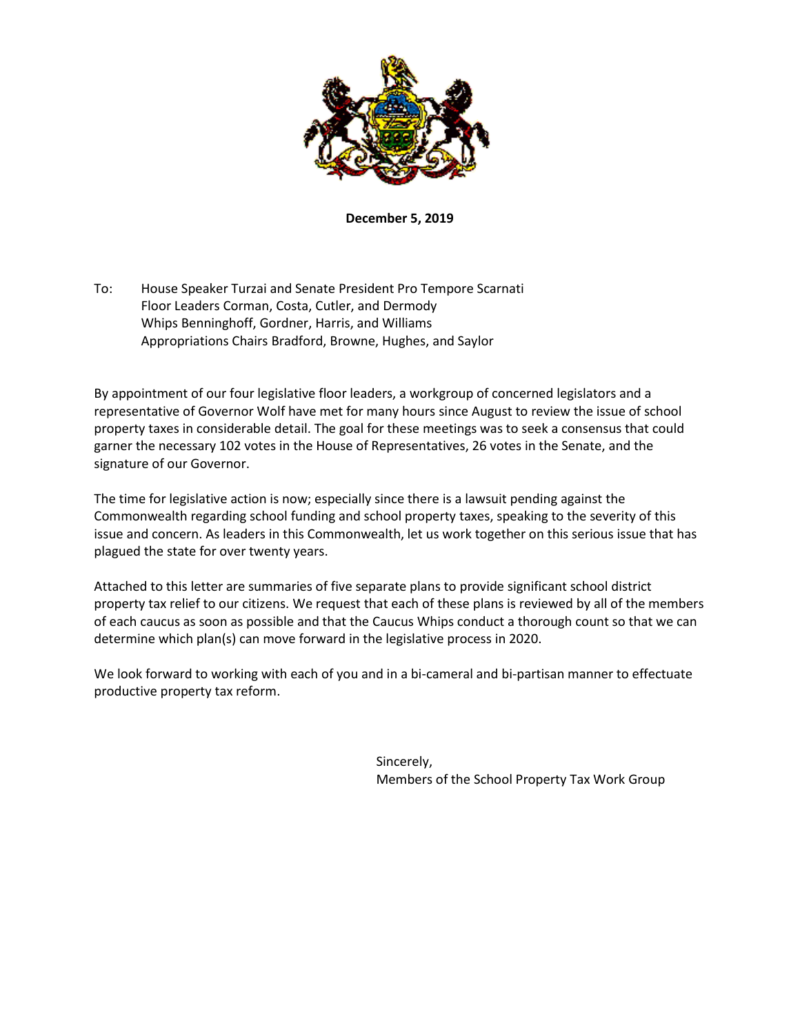**December 5, 2019**

To: House Speaker Turzai and Senate President Pro Tempore Scarnati
Floor Leaders Corman, Costa, Cutler, and Dermody
Whips Benninghoff, Gordner, Harris, and Williams
Appropriations Chairs Bradford, Browne, Hughes, and Saylor

By appointment of our four legislative floor leaders, a workgroup of concerned legislators and a representative of Governor Wolf have met for many hours since August to review the issue of school property taxes in considerable detail. The goal for these meetings was to seek a consensus that could garner the necessary 102 votes in the House of Representatives, 26 votes in the Senate, and the signature of our Governor.

The time for legislative action is now; especially since there is a lawsuit pending against the Commonwealth regarding school funding and school property taxes, speaking to the severity of this issue and concern. As leaders in this Commonwealth, let us work together on this serious issue that has plagued the state for over twenty years.

Attached to this letter are summaries of five separate plans to provide significant school district property tax relief to our citizens. We request that each of these plans is reviewed by all of the members of each caucus as soon as possible and that the Caucus Whips conduct a thorough count so that we can determine which plan(s) can move forward in the legislative process in 2020.

We look forward to working with each of you and in a bi-cameral and bi-partisan manner to effectuate productive property tax reform.

Sincerely,
Members of the School Property Tax Work Group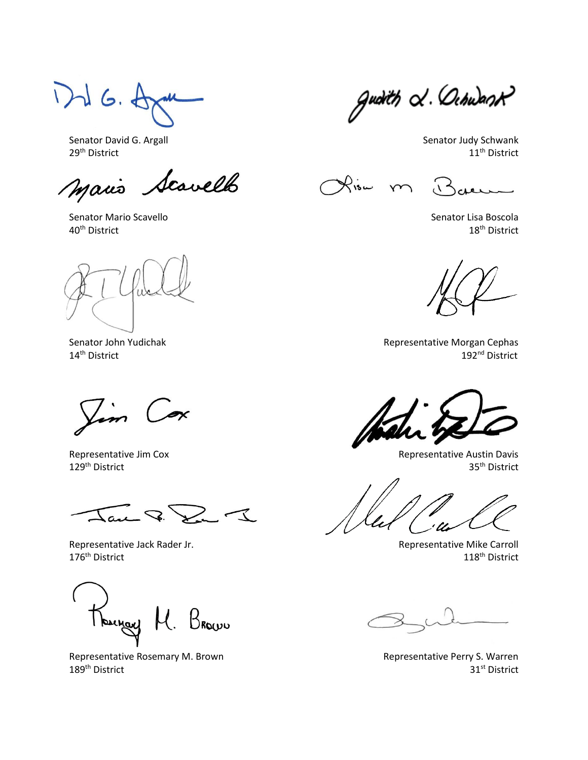Senator David G. Argall
29th District

Senator Judy Schwank
11th District

Senator Mario Scavello
40th District

Senator Lisa Boscola
18th District

Senator John Yudichak
14th District

Representative Morgan Cephas
192nd District

Representative Jim Cox
129th District

Representative Austin Davis
35th District

Representative Jack Rader Jr.
176th District

Representative Mike Carroll
118th District

Representative Rosemary M. Brown
189th District

Representative Perry S. Warren
31st District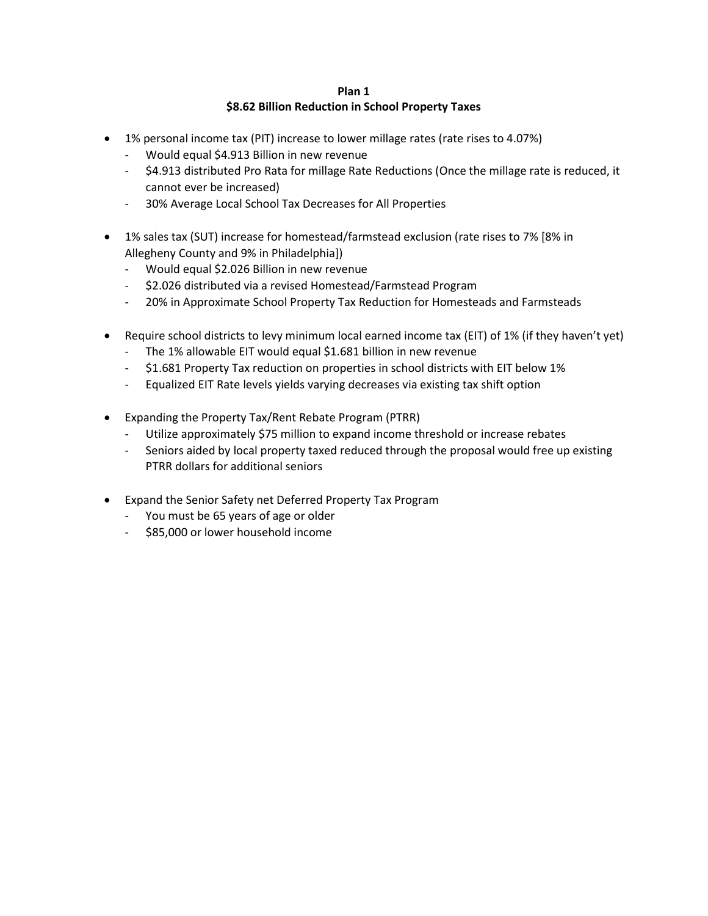**Plan 1**

**$8.62 Billion Reduction in School Property Taxes**

- 1% personal income tax (PIT) increase to lower millage rates (rate rises to 4.07%)
  - Would equal $4.913 Billion in new revenue
  - $4.913 distributed Pro Rata for millage Rate Reductions (Once the millage rate is reduced, it cannot ever be increased)
  - 30% Average Local School Tax Decreases for All Properties
- 1% sales tax (SUT) increase for homestead/farmstead exclusion (rate rises to 7% [8% in Allegheny County and 9% in Philadelphia])
  - Would equal $2.026 Billion in new revenue
  - $2.026 distributed via a revised Homestead/Farmstead Program
  - 20% in Approximate School Property Tax Reduction for Homesteads and Farmsteads
- Require school districts to levy minimum local earned income tax (EIT) of 1% (if they haven't yet)
  - The 1% allowable EIT would equal $1.681 billion in new revenue
  - $1.681 Property Tax reduction on properties in school districts with EIT below 1%
  - Equalized EIT Rate levels yields varying decreases via existing tax shift option
- Expanding the Property Tax/Rent Rebate Program (PTRR)
  - Utilize approximately $75 million to expand income threshold or increase rebates
  - Seniors aided by local property taxed reduced through the proposal would free up existing PTRR dollars for additional seniors
- Expand the Senior Safety net Deferred Property Tax Program
  - You must be 65 years of age or older
  - $85,000 or lower household income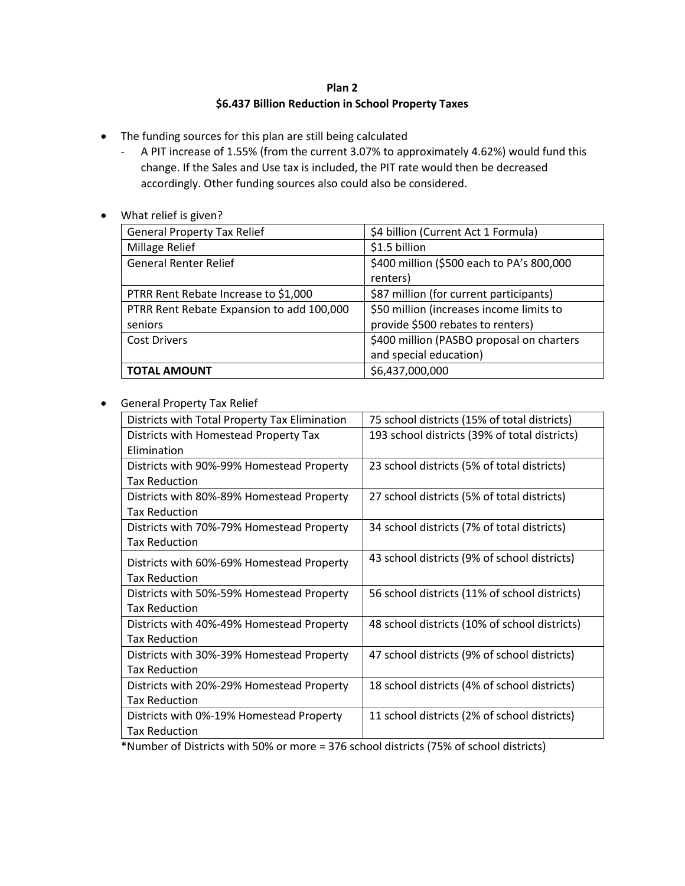**Plan 2**
**$6.437 Billion Reduction in School Property Taxes**

- The funding sources for this plan are still being calculated
  - A PIT increase of 1.55% (from the current 3.07% to approximately 4.62%) would fund this change. If the Sales and Use tax is included, the PIT rate would then be decreased accordingly. Other funding sources also could also be considered.

- What relief is given?

| | |
|---|---|
| General Property Tax Relief | $4 billion (Current Act 1 Formula) |
| Millage Relief | $1.5 billion |
| General Renter Relief | $400 million ($500 each to PA's 800,000 renters) |
| PTRR Rent Rebate Increase to $1,000 | $87 million (for current participants) |
| PTRR Rent Rebate Expansion to add 100,000 seniors | $50 million (increases income limits to provide $500 rebates to renters) |
| Cost Drivers | $400 million (PASBO proposal on charters and special education) |
| **TOTAL AMOUNT** | $6,437,000,000 |

- General Property Tax Relief

| | |
|---|---|
| Districts with Total Property Tax Elimination | 75 school districts (15% of total districts) |
| Districts with Homestead Property Tax Elimination | 193 school districts (39% of total districts) |
| Districts with 90%-99% Homestead Property Tax Reduction | 23 school districts (5% of total districts) |
| Districts with 80%-89% Homestead Property Tax Reduction | 27 school districts (5% of total districts) |
| Districts with 70%-79% Homestead Property Tax Reduction | 34 school districts (7% of total districts) |
| Districts with 60%-69% Homestead Property Tax Reduction | 43 school districts (9% of school districts) |
| Districts with 50%-59% Homestead Property Tax Reduction | 56 school districts (11% of school districts) |
| Districts with 40%-49% Homestead Property Tax Reduction | 48 school districts (10% of school districts) |
| Districts with 30%-39% Homestead Property Tax Reduction | 47 school districts (9% of school districts) |
| Districts with 20%-29% Homestead Property Tax Reduction | 18 school districts (4% of school districts) |
| Districts with 0%-19% Homestead Property Tax Reduction | 11 school districts (2% of school districts) |

*Number of Districts with 50% or more = 376 school districts (75% of school districts)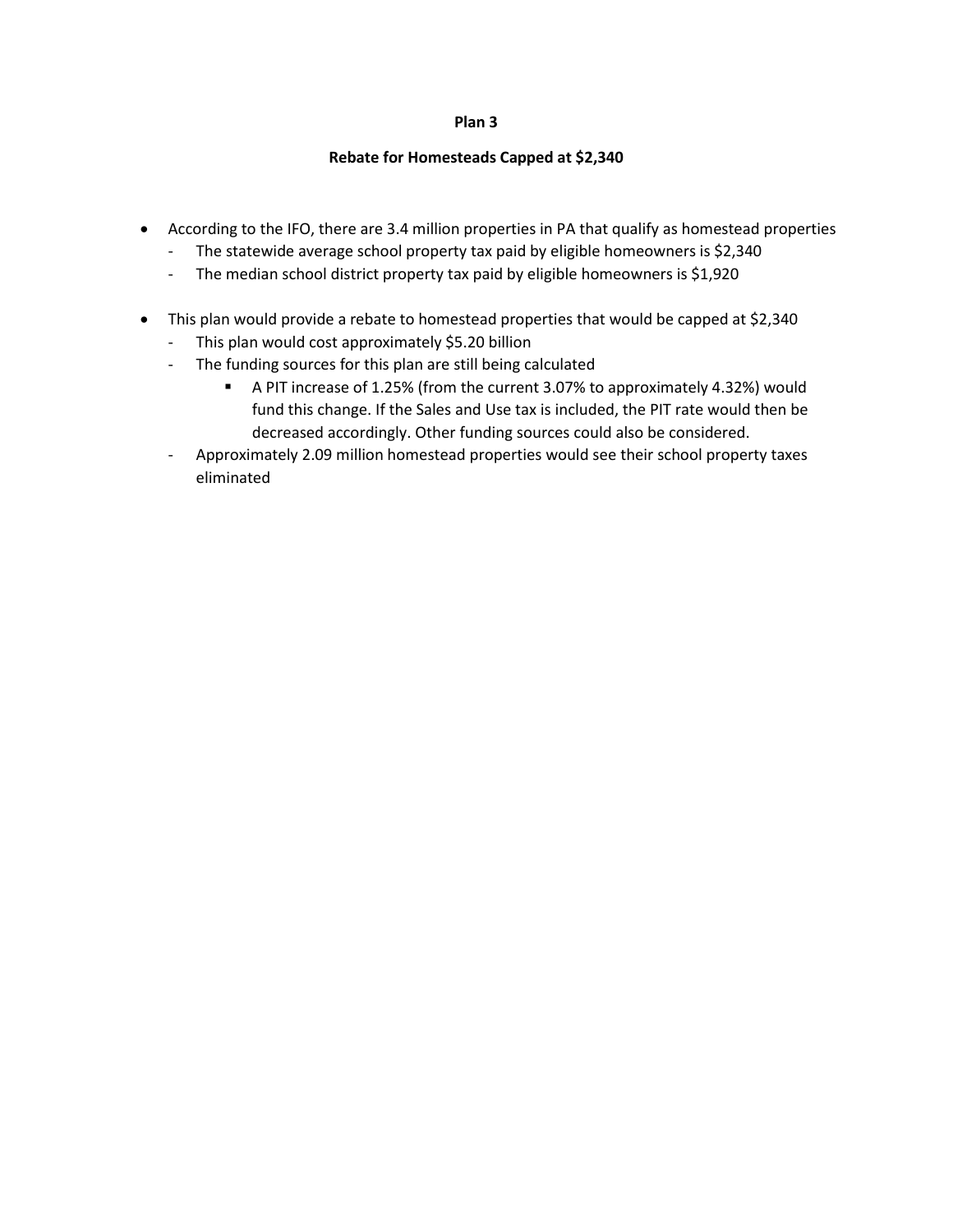## Plan 3

## Rebate for Homesteads Capped at $2,340

- According to the IFO, there are 3.4 million properties in PA that qualify as homestead properties
  - The statewide average school property tax paid by eligible homeowners is $2,340
  - The median school district property tax paid by eligible homeowners is $1,920

- This plan would provide a rebate to homestead properties that would be capped at $2,340
  - This plan would cost approximately $5.20 billion
  - The funding sources for this plan are still being calculated
    - A PIT increase of 1.25% (from the current 3.07% to approximately 4.32%) would fund this change. If the Sales and Use tax is included, the PIT rate would then be decreased accordingly. Other funding sources could also be considered.
  - Approximately 2.09 million homestead properties would see their school property taxes eliminated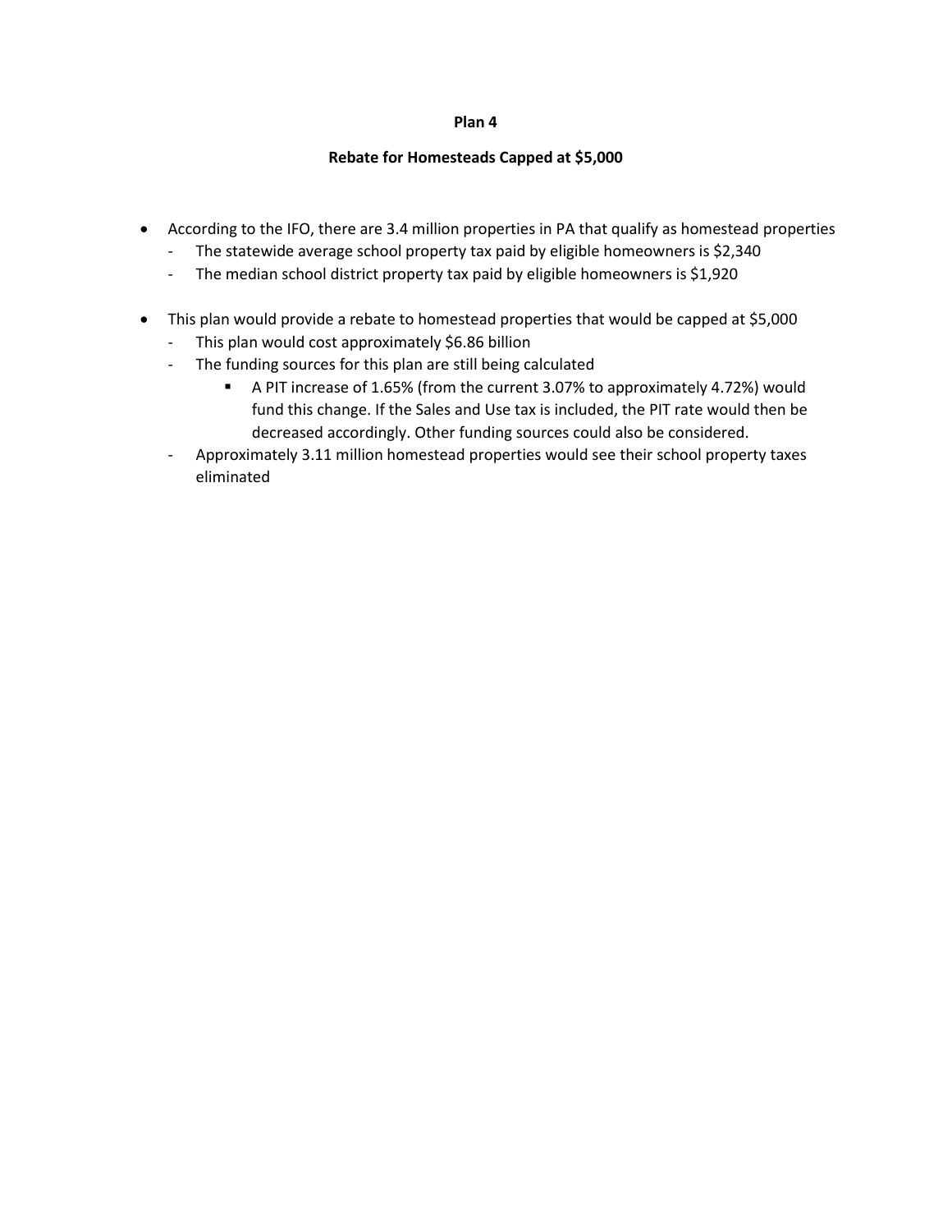**Plan 4**

**Rebate for Homesteads Capped at $5,000**

- According to the IFO, there are 3.4 million properties in PA that qualify as homestead properties
  - The statewide average school property tax paid by eligible homeowners is $2,340
  - The median school district property tax paid by eligible homeowners is $1,920

- This plan would provide a rebate to homestead properties that would be capped at $5,000
  - This plan would cost approximately $6.86 billion
  - The funding sources for this plan are still being calculated
    - A PIT increase of 1.65% (from the current 3.07% to approximately 4.72%) would fund this change. If the Sales and Use tax is included, the PIT rate would then be decreased accordingly. Other funding sources could also be considered.
  - Approximately 3.11 million homestead properties would see their school property taxes eliminated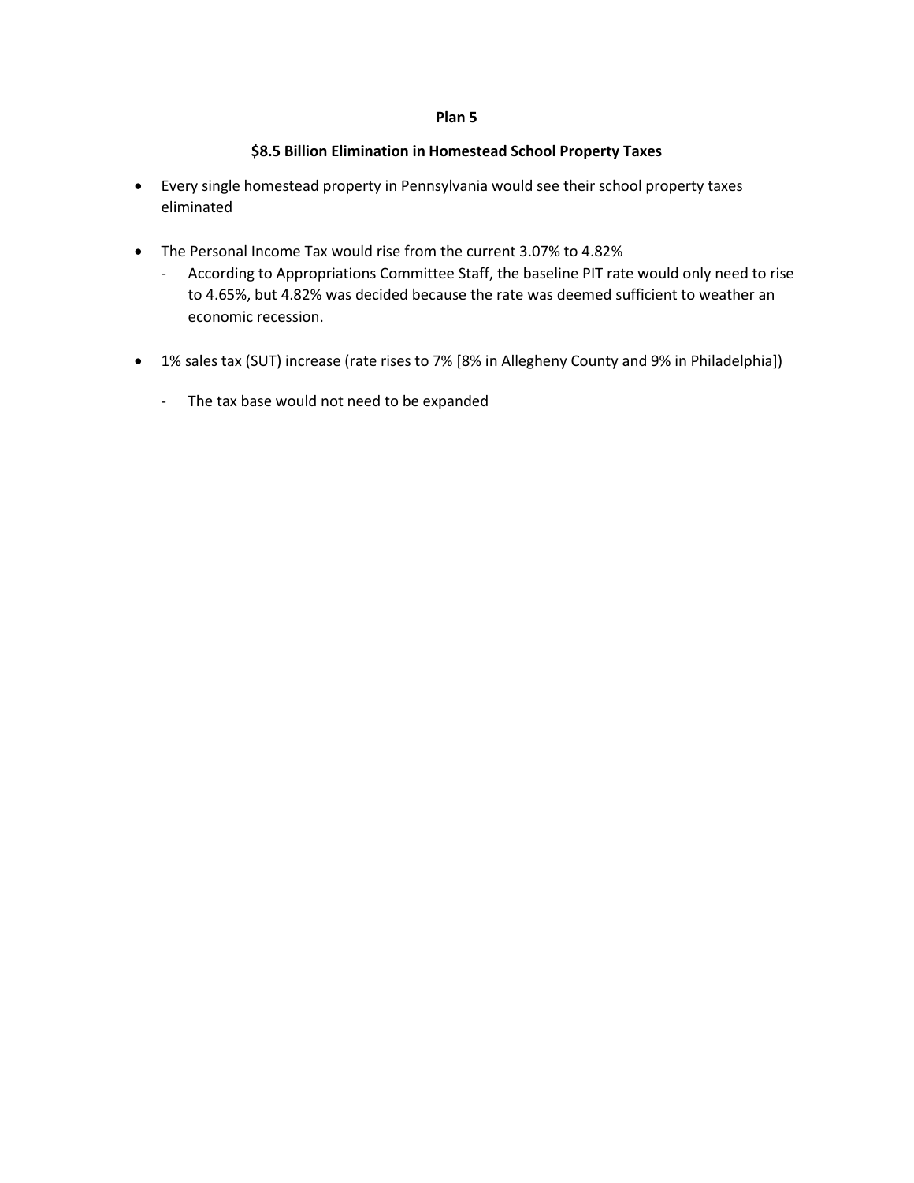**Plan 5**

**$8.5 Billion Elimination in Homestead School Property Taxes**

- Every single homestead property in Pennsylvania would see their school property taxes eliminated

- The Personal Income Tax would rise from the current 3.07% to 4.82%
  - According to Appropriations Committee Staff, the baseline PIT rate would only need to rise to 4.65%, but 4.82% was decided because the rate was deemed sufficient to weather an economic recession.

- 1% sales tax (SUT) increase (rate rises to 7% [8% in Allegheny County and 9% in Philadelphia])
  - The tax base would not need to be expanded